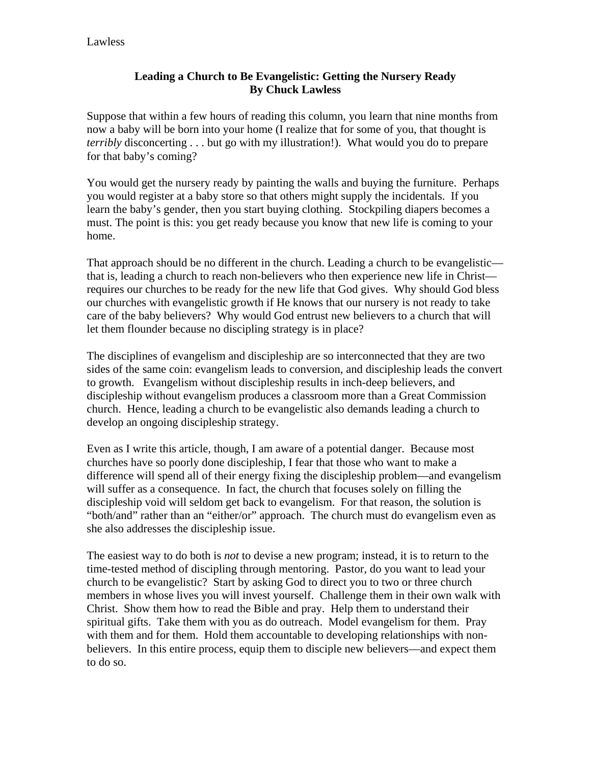**Leading a Church to Be Evangelistic: Getting the Nursery Ready**
**By Chuck Lawless**

Suppose that within a few hours of reading this column, you learn that nine months from now a baby will be born into your home (I realize that for some of you, that thought is *terribly* disconcerting . . . but go with my illustration!). What would you do to prepare for that baby's coming?

You would get the nursery ready by painting the walls and buying the furniture. Perhaps you would register at a baby store so that others might supply the incidentals. If you learn the baby's gender, then you start buying clothing. Stockpiling diapers becomes a must. The point is this: you get ready because you know that new life is coming to your home.

That approach should be no different in the church. Leading a church to be evangelistic—that is, leading a church to reach non-believers who then experience new life in Christ—requires our churches to be ready for the new life that God gives. Why should God bless our churches with evangelistic growth if He knows that our nursery is not ready to take care of the baby believers? Why would God entrust new believers to a church that will let them flounder because no discipling strategy is in place?

The disciplines of evangelism and discipleship are so interconnected that they are two sides of the same coin: evangelism leads to conversion, and discipleship leads the convert to growth. Evangelism without discipleship results in inch-deep believers, and discipleship without evangelism produces a classroom more than a Great Commission church. Hence, leading a church to be evangelistic also demands leading a church to develop an ongoing discipleship strategy.

Even as I write this article, though, I am aware of a potential danger. Because most churches have so poorly done discipleship, I fear that those who want to make a difference will spend all of their energy fixing the discipleship problem—and evangelism will suffer as a consequence. In fact, the church that focuses solely on filling the discipleship void will seldom get back to evangelism. For that reason, the solution is "both/and" rather than an "either/or" approach. The church must do evangelism even as she also addresses the discipleship issue.

The easiest way to do both is *not* to devise a new program; instead, it is to return to the time-tested method of discipling through mentoring. Pastor, do you want to lead your church to be evangelistic? Start by asking God to direct you to two or three church members in whose lives you will invest yourself. Challenge them in their own walk with Christ. Show them how to read the Bible and pray. Help them to understand their spiritual gifts. Take them with you as do outreach. Model evangelism for them. Pray with them and for them. Hold them accountable to developing relationships with non-believers. In this entire process, equip them to disciple new believers—and expect them to do so.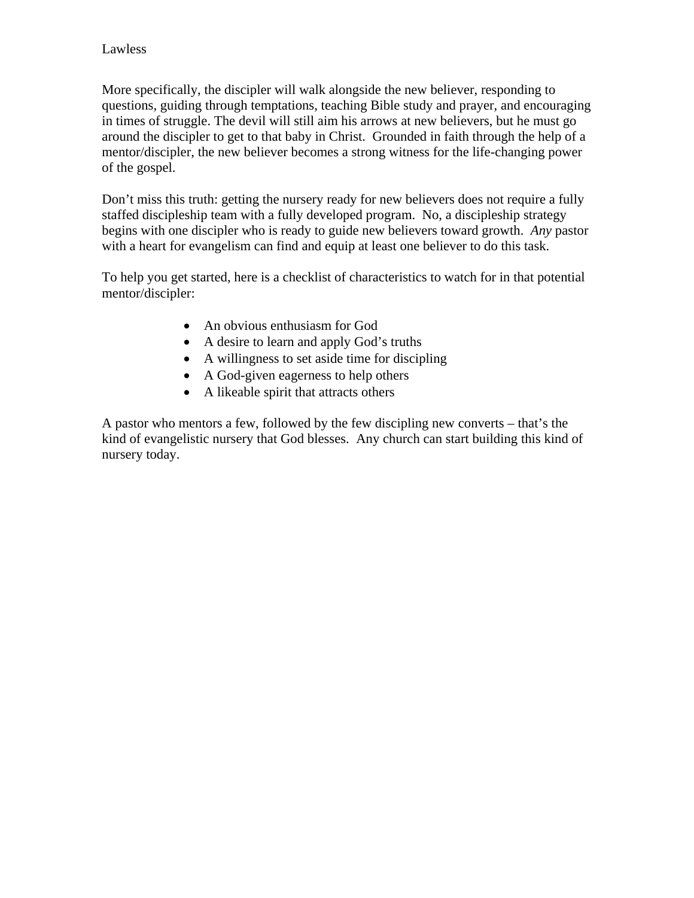More specifically, the discipler will walk alongside the new believer, responding to questions, guiding through temptations, teaching Bible study and prayer, and encouraging in times of struggle. The devil will still aim his arrows at new believers, but he must go around the discipler to get to that baby in Christ. Grounded in faith through the help of a mentor/discipler, the new believer becomes a strong witness for the life-changing power of the gospel.

Don't miss this truth: getting the nursery ready for new believers does not require a fully staffed discipleship team with a fully developed program. No, a discipleship strategy begins with one discipler who is ready to guide new believers toward growth. *Any* pastor with a heart for evangelism can find and equip at least one believer to do this task.

To help you get started, here is a checklist of characteristics to watch for in that potential mentor/discipler:

- An obvious enthusiasm for God
- A desire to learn and apply God's truths
- A willingness to set aside time for discipling
- A God-given eagerness to help others
- A likeable spirit that attracts others

A pastor who mentors a few, followed by the few discipling new converts – that's the kind of evangelistic nursery that God blesses. Any church can start building this kind of nursery today.